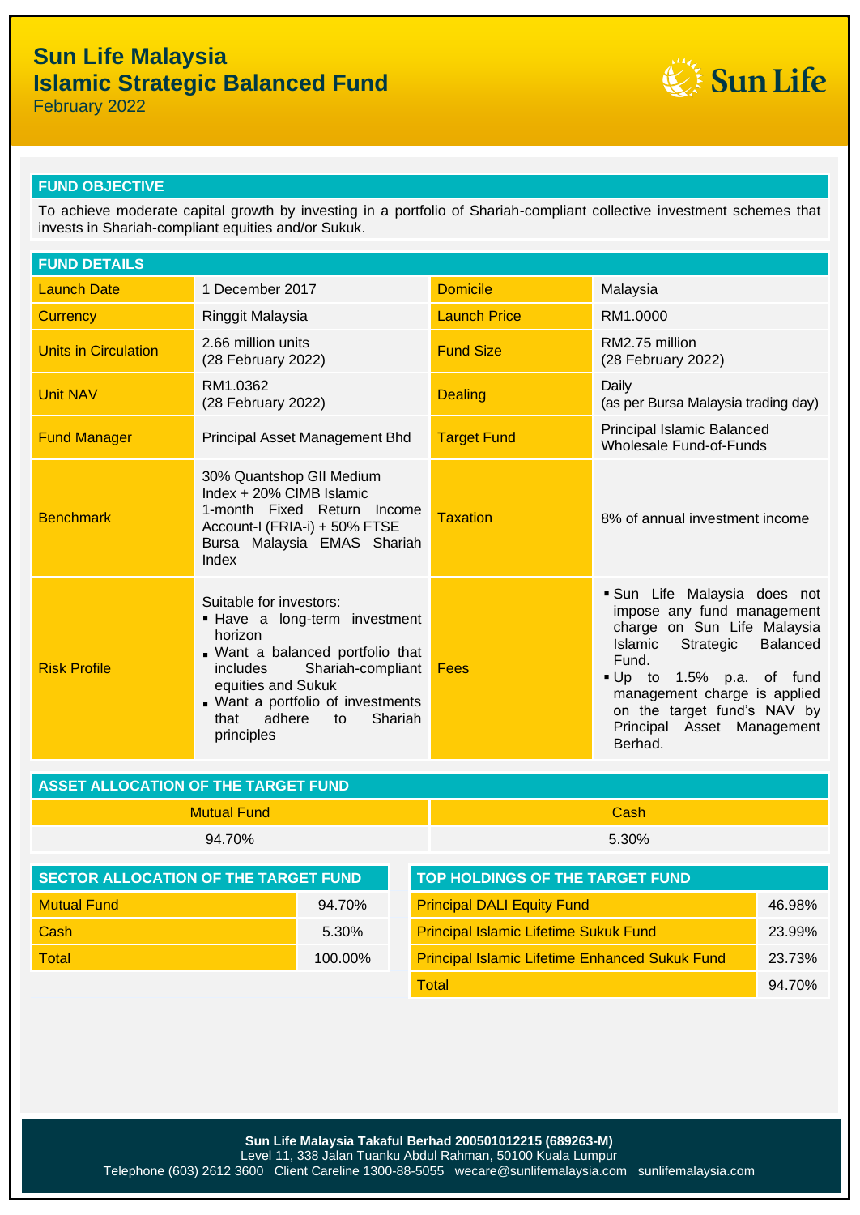# Sun Life Malaysia
# Islamic Strategic Balanced Fund

February 2022

## FUND OBJECTIVE

To achieve moderate capital growth by investing in a portfolio of Shariah-compliant collective investment schemes that invests in Shariah-compliant equities and/or Sukuk.

## FUND DETAILS

| | | | |
|---|---|---|---|
| Launch Date | 1 December 2017 | Domicile | Malaysia |
| Currency | Ringgit Malaysia | Launch Price | RM1.0000 |
| Units in Circulation | 2.66 million units (28 February 2022) | Fund Size | RM2.75 million (28 February 2022) |
| Unit NAV | RM1.0362 (28 February 2022) | Dealing | Daily (as per Bursa Malaysia trading day) |
| Fund Manager | Principal Asset Management Bhd | Target Fund | Principal Islamic Balanced Wholesale Fund-of-Funds |
| Benchmark | 30% Quantshop GII Medium Index + 20% CIMB Islamic 1-month Fixed Return Income Account-I (FRIA-i) + 50% FTSE Bursa Malaysia EMAS Shariah Index | Taxation | 8% of annual investment income |
| Risk Profile | Suitable for investors:<br>▪ Have a long-term investment horizon<br>▪ Want a balanced portfolio that includes Shariah-compliant equities and Sukuk<br>▪ Want a portfolio of investments that adhere to Shariah principles | Fees | ▪ Sun Life Malaysia does not impose any fund management charge on Sun Life Malaysia Islamic Strategic Balanced Fund.<br>▪ Up to 1.5% p.a. of fund management charge is applied on the target fund's NAV by Principal Asset Management Berhad. |

## ASSET ALLOCATION OF THE TARGET FUND

| Mutual Fund | Cash |
|---|---|
| 94.70% | 5.30% |

## SECTOR ALLOCATION OF THE TARGET FUND

| | |
|---|---|
| Mutual Fund | 94.70% |
| Cash | 5.30% |
| Total | 100.00% |

## TOP HOLDINGS OF THE TARGET FUND

| | |
|---|---|
| Principal DALI Equity Fund | 46.98% |
| Principal Islamic Lifetime Sukuk Fund | 23.99% |
| Principal Islamic Lifetime Enhanced Sukuk Fund | 23.73% |
| Total | 94.70% |

**Sun Life Malaysia Takaful Berhad 200501012215 (689263-M)**
Level 11, 338 Jalan Tuanku Abdul Rahman, 50100 Kuala Lumpur
Telephone (603) 2612 3600 Client Careline 1300-88-5055 wecare@sunlifemalaysia.com sunlifemalaysia.com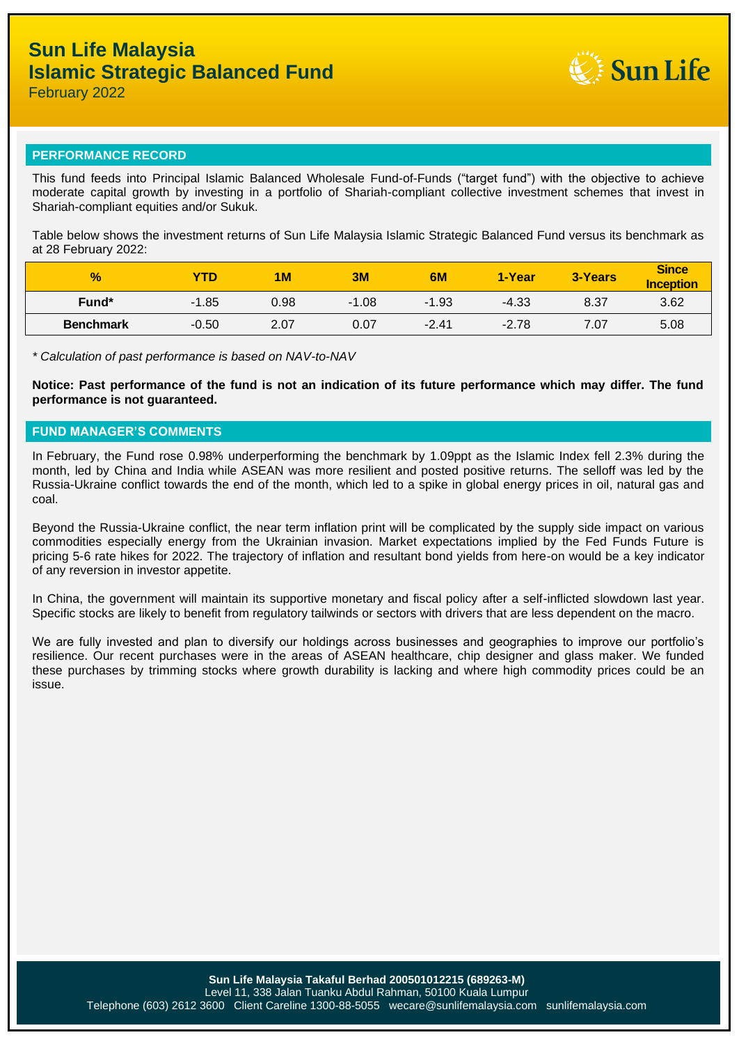# Sun Life Malaysia Islamic Strategic Balanced Fund

February 2022

## PERFORMANCE RECORD

This fund feeds into Principal Islamic Balanced Wholesale Fund-of-Funds ("target fund") with the objective to achieve moderate capital growth by investing in a portfolio of Shariah-compliant collective investment schemes that invest in Shariah-compliant equities and/or Sukuk.

Table below shows the investment returns of Sun Life Malaysia Islamic Strategic Balanced Fund versus its benchmark as at 28 February 2022:

| % | YTD | 1M | 3M | 6M | 1-Year | 3-Years | Since Inception |
|---|---|---|---|---|---|---|---|
| **Fund*** | -1.85 | 0.98 | -1.08 | -1.93 | -4.33 | 8.37 | 3.62 |
| **Benchmark** | -0.50 | 2.07 | 0.07 | -2.41 | -2.78 | 7.07 | 5.08 |

*\* Calculation of past performance is based on NAV-to-NAV*

**Notice: Past performance of the fund is not an indication of its future performance which may differ. The fund performance is not guaranteed.**

## FUND MANAGER'S COMMENTS

In February, the Fund rose 0.98% underperforming the benchmark by 1.09ppt as the Islamic Index fell 2.3% during the month, led by China and India while ASEAN was more resilient and posted positive returns. The selloff was led by the Russia-Ukraine conflict towards the end of the month, which led to a spike in global energy prices in oil, natural gas and coal.

Beyond the Russia-Ukraine conflict, the near term inflation print will be complicated by the supply side impact on various commodities especially energy from the Ukrainian invasion. Market expectations implied by the Fed Funds Future is pricing 5-6 rate hikes for 2022. The trajectory of inflation and resultant bond yields from here-on would be a key indicator of any reversion in investor appetite.

In China, the government will maintain its supportive monetary and fiscal policy after a self-inflicted slowdown last year. Specific stocks are likely to benefit from regulatory tailwinds or sectors with drivers that are less dependent on the macro.

We are fully invested and plan to diversify our holdings across businesses and geographies to improve our portfolio's resilience. Our recent purchases were in the areas of ASEAN healthcare, chip designer and glass maker. We funded these purchases by trimming stocks where growth durability is lacking and where high commodity prices could be an issue.

**Sun Life Malaysia Takaful Berhad 200501012215 (689263-M)**
Level 11, 338 Jalan Tuanku Abdul Rahman, 50100 Kuala Lumpur
Telephone (603) 2612 3600 Client Careline 1300-88-5055 wecare@sunlifemalaysia.com sunlifemalaysia.com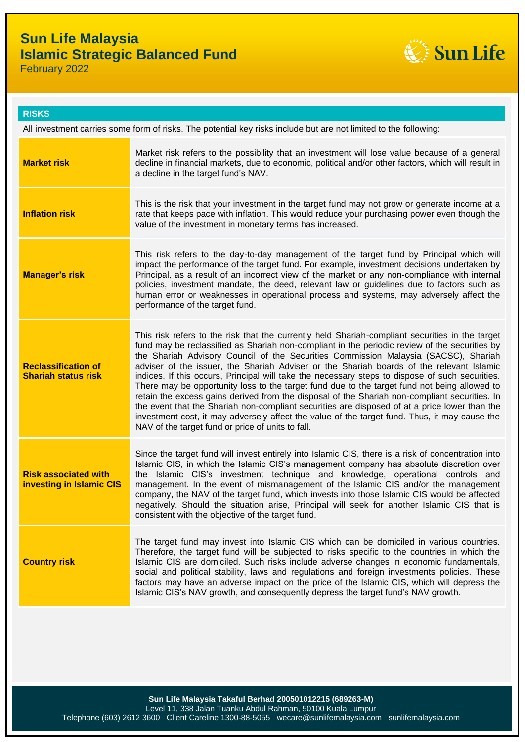# Sun Life Malaysia
# Islamic Strategic Balanced Fund

February 2022

## RISKS

All investment carries some form of risks. The potential key risks include but are not limited to the following:

| | |
|---|---|
| **Market risk** | Market risk refers to the possibility that an investment will lose value because of a general decline in financial markets, due to economic, political and/or other factors, which will result in a decline in the target fund's NAV. |
| **Inflation risk** | This is the risk that your investment in the target fund may not grow or generate income at a rate that keeps pace with inflation. This would reduce your purchasing power even though the value of the investment in monetary terms has increased. |
| **Manager's risk** | This risk refers to the day-to-day management of the target fund by Principal which will impact the performance of the target fund. For example, investment decisions undertaken by Principal, as a result of an incorrect view of the market or any non-compliance with internal policies, investment mandate, the deed, relevant law or guidelines due to factors such as human error or weaknesses in operational process and systems, may adversely affect the performance of the target fund. |
| **Reclassification of Shariah status risk** | This risk refers to the risk that the currently held Shariah-compliant securities in the target fund may be reclassified as Shariah non-compliant in the periodic review of the securities by the Shariah Advisory Council of the Securities Commission Malaysia (SACSC), Shariah adviser of the issuer, the Shariah Adviser or the Shariah boards of the relevant Islamic indices. If this occurs, Principal will take the necessary steps to dispose of such securities. There may be opportunity loss to the target fund due to the target fund not being allowed to retain the excess gains derived from the disposal of the Shariah non-compliant securities. In the event that the Shariah non-compliant securities are disposed of at a price lower than the investment cost, it may adversely affect the value of the target fund. Thus, it may cause the NAV of the target fund or price of units to fall. |
| **Risk associated with investing in Islamic CIS** | Since the target fund will invest entirely into Islamic CIS, there is a risk of concentration into Islamic CIS, in which the Islamic CIS's management company has absolute discretion over the Islamic CIS's investment technique and knowledge, operational controls and management. In the event of mismanagement of the Islamic CIS and/or the management company, the NAV of the target fund, which invests into those Islamic CIS would be affected negatively. Should the situation arise, Principal will seek for another Islamic CIS that is consistent with the objective of the target fund. |
| **Country risk** | The target fund may invest into Islamic CIS which can be domiciled in various countries. Therefore, the target fund will be subjected to risks specific to the countries in which the Islamic CIS are domiciled. Such risks include adverse changes in economic fundamentals, social and political stability, laws and regulations and foreign investments policies. These factors may have an adverse impact on the price of the Islamic CIS, which will depress the Islamic CIS's NAV growth, and consequently depress the target fund's NAV growth. |

**Sun Life Malaysia Takaful Berhad 200501012215 (689263-M)**
Level 11, 338 Jalan Tuanku Abdul Rahman, 50100 Kuala Lumpur
Telephone (603) 2612 3600 Client Careline 1300-88-5055 wecare@sunlifemalaysia.com sunlifemalaysia.com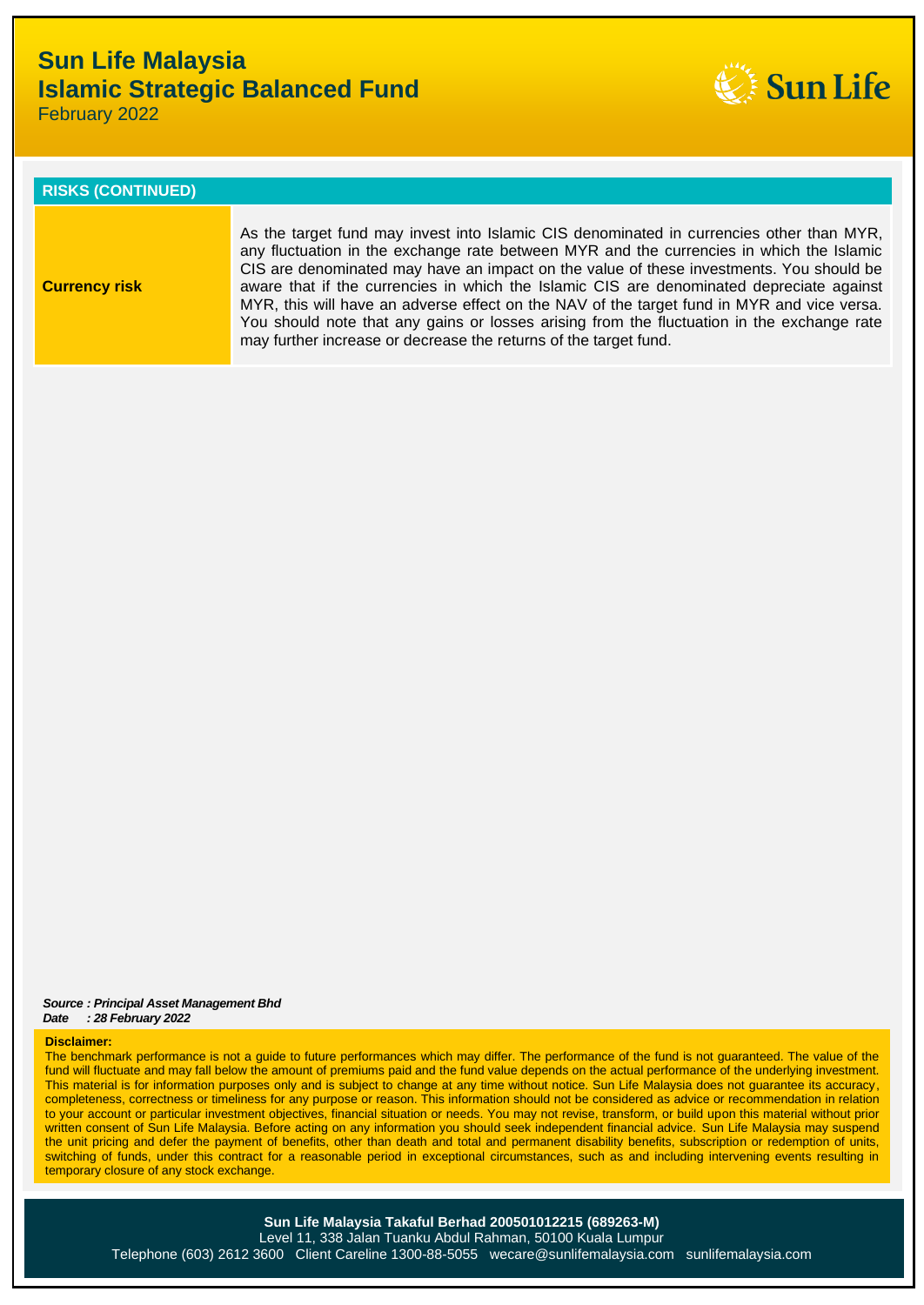# Sun Life Malaysia
## Islamic Strategic Balanced Fund
February 2022

## RISKS (CONTINUED)

| | |
|---|---|
| **Currency risk** | As the target fund may invest into Islamic CIS denominated in currencies other than MYR, any fluctuation in the exchange rate between MYR and the currencies in which the Islamic CIS are denominated may have an impact on the value of these investments. You should be aware that if the currencies in which the Islamic CIS are denominated depreciate against MYR, this will have an adverse effect on the NAV of the target fund in MYR and vice versa. You should note that any gains or losses arising from the fluctuation in the exchange rate may further increase or decrease the returns of the target fund. |

***Source : Principal Asset Management Bhd***
***Date : 28 February 2022***

**Disclaimer:**
The benchmark performance is not a guide to future performances which may differ. The performance of the fund is not guaranteed. The value of the fund will fluctuate and may fall below the amount of premiums paid and the fund value depends on the actual performance of the underlying investment. This material is for information purposes only and is subject to change at any time without notice. Sun Life Malaysia does not guarantee its accuracy, completeness, correctness or timeliness for any purpose or reason. This information should not be considered as advice or recommendation in relation to your account or particular investment objectives, financial situation or needs. You may not revise, transform, or build upon this material without prior written consent of Sun Life Malaysia. Before acting on any information you should seek independent financial advice. Sun Life Malaysia may suspend the unit pricing and defer the payment of benefits, other than death and total and permanent disability benefits, subscription or redemption of units, switching of funds, under this contract for a reasonable period in exceptional circumstances, such as and including intervening events resulting in temporary closure of any stock exchange.

**Sun Life Malaysia Takaful Berhad 200501012215 (689263-M)**
Level 11, 338 Jalan Tuanku Abdul Rahman, 50100 Kuala Lumpur
Telephone (603) 2612 3600 Client Careline 1300-88-5055 wecare@sunlifemalaysia.com sunlifemalaysia.com